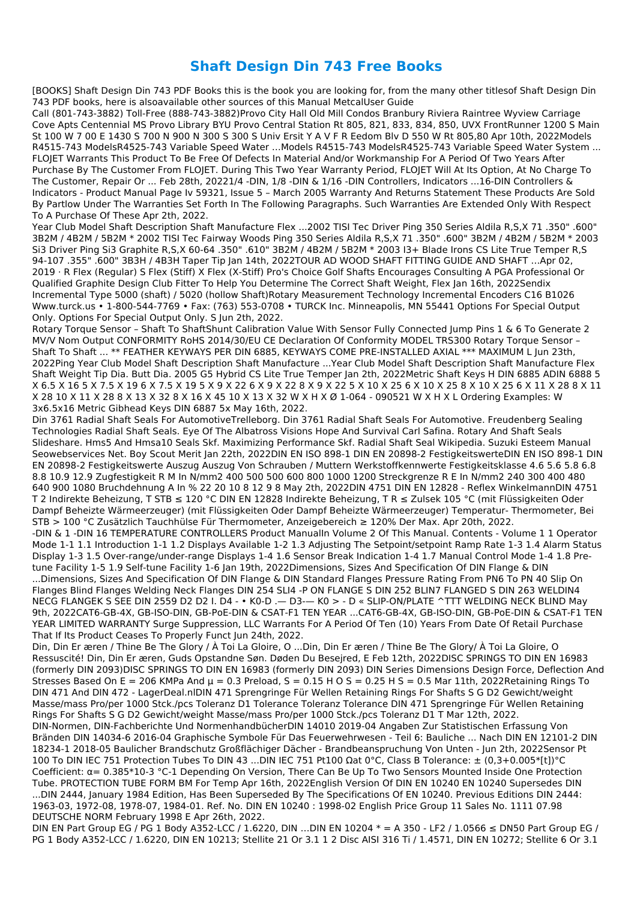# Shaft Design Din 743 Free Books

[BOOKS] Shaft Design Din 743 PDF Books this is the book you are looking for, from the many other titlesof Shaft Design Din 743 PDF books, here is alsoavailable other sources of this Manual MetcalUser Guide

Call (801-743-3882) Toll-Free (888-743-3882)Provo City Hall Old Mill Condos Branbury Riviera Raintree Wyview Carriage Cove Apts Centennial MS Provo Library BYU Provo Central Station Rt 805, 821, 833, 834, 850, UVX FrontRunner 1200 S Main St 100 W 7 00 E 1430 S 700 N 900 N 300 S 300 S Univ Ersit Y A V F R Eedom Blv D 550 W Rt 805,80 Apr 10th, 2022Models R4515-743 ModelsR4525-743 Variable Speed Water ...Models R4515-743 ModelsR4525-743 Variable Speed Water System ... FLOJET Warrants This Product To Be Free Of Defects In Material And/or Workmanship For A Period Of Two Years After Purchase By The Customer From FLOJET. During This Two Year Warranty Period, FLOJET Will At Its Option, At No Charge To The Customer, Repair Or ... Feb 28th, 20221/4 -DIN, 1/8 -DIN & 1/16 -DIN Controllers, Indicators ...16-DIN Controllers & Indicators - Product Manual Page Iv 59321, Issue 5 – March 2005 Warranty And Returns Statement These Products Are Sold By Partlow Under The Warranties Set Forth In The Following Paragraphs. Such Warranties Are Extended Only With Respect To A Purchase Of These Apr 2th, 2022.

Year Club Model Shaft Description Shaft Manufacture Flex ...2002 TISI Tec Driver Ping 350 Series Aldila R,S,X 71 .350" .600" 3B2M / 4B2M / 5B2M * 2002 TISI Tec Fairway Woods Ping 350 Series Aldila R,S,X 71 .350" .600" 3B2M / 4B2M / 5B2M * 2003 Si3 Driver Ping Si3 Graphite R,S,X 60-64 .350" .610" 3B2M / 4B2M / 5B2M * 2003 I3+ Blade Irons CS Lite True Temper R,S 94-107 .355" .600" 3B3H / 4B3H Taper Tip Jan 14th, 2022TOUR AD WOOD SHAFT FITTING GUIDE AND SHAFT ...Apr 02, 2019 · R Flex (Regular) S Flex (Stiff) X Flex (X-Stiff) Pro's Choice Golf Shafts Encourages Consulting A PGA Professional Or Qualified Graphite Design Club Fitter To Help You Determine The Correct Shaft Weight, Flex Jan 16th, 2022Sendix Incremental Type 5000 (shaft) / 5020 (hollow Shaft)Rotary Measurement Technology Incremental Encoders C16 B1026 Www.turck.us • 1-800-544-7769 • Fax: (763) 553-0708 • TURCK Inc. Minneapolis, MN 55441 Options For Special Output Only. Options For Special Output Only. S Jun 2th, 2022.

Rotary Torque Sensor – Shaft To ShaftShunt Calibration Value With Sensor Fully Connected Jump Pins 1 & 6 To Generate 2 MV/V Nom Output CONFORMITY RoHS 2014/30/EU CE Declaration Of Conformity MODEL TRS300 Rotary Torque Sensor – Shaft To Shaft ... ** FEATHER KEYWAYS PER DIN 6885, KEYWAYS COME PRE-INSTALLED AXIAL *** MAXIMUM L Jun 23th, 2022Ping Year Club Model Shaft Description Shaft Manufacture ...Year Club Model Shaft Description Shaft Manufacture Flex Shaft Weight Tip Dia. Butt Dia. 2005 G5 Hybrid CS Lite True Temper Jan 2th, 2022Metric Shaft Keys H DIN 6885 ADIN 6888 5 X 6.5 X 16 5 X 7.5 X 19 6 X 7.5 X 19 5 X 9 X 22 6 X 9 X 22 8 X 9 X 22 5 X 10 X 25 6 X 10 X 25 8 X 10 X 25 6 X 11 X 28 8 X 11 X 28 10 X 11 X 28 8 X 13 X 32 8 X 16 X 45 10 X 13 X 32 W X H X Ø 1-064 - 090521 W X H X L Ordering Examples: W 3x6.5x16 Metric Gibhead Keys DIN 6887 5x May 16th, 2022.

Din 3761 Radial Shaft Seals For AutomotiveTrelleborg. Din 3761 Radial Shaft Seals For Automotive. Freudenberg Sealing Technologies Radial Shaft Seals. Eye Of The Albatross Visions Hope And Survival Carl Safina. Rotary And Shaft Seals Slideshare. Hms5 And Hmsa10 Seals Skf. Maximizing Performance Skf. Radial Shaft Seal Wikipedia. Suzuki Esteem Manual Seowebservices Net. Boy Scout Merit Jan 22th, 2022DIN EN ISO 898-1 DIN EN 20898-2 FestigkeitswerteDIN EN ISO 898-1 DIN EN 20898-2 Festigkeitswerte Auszug Auszug Von Schrauben / Muttern Werkstoffkennwerte Festigkeitsklasse 4.6 5.6 5.8 6.8 8.8 10.9 12.9 Zugfestigkeit R M In N/mm2 400 500 500 600 800 1000 1200 Streckgrenze R E In N/mm2 240 300 400 480 640 900 1080 Bruchdehnung A In % 22 20 10 8 12 9 8 May 2th, 2022DIN 4751 DIN EN 12828 - Reflex WinkelmannDIN 4751 T 2 Indirekte Beheizung, T STB ≤ 120 °C DIN EN 12828 Indirekte Beheizung, T R ≤ Zulsek 105 °C (mit Flüssigkeiten Oder Dampf Beheizte Wärmeerzeuger) (mit Flüssigkeiten Oder Dampf Beheizte Wärmeerzeuger) Temperatur- Thermometer, Bei STB > 100 °C Zusätzlich Tauchhülse Für Thermometer, Anzeigebereich ≥ 120% Der Max. Apr 20th, 2022.

-DIN & 1 -DIN 16 TEMPERATURE CONTROLLERS Product ManualIn Volume 2 Of This Manual. Contents - Volume 1 1 Operator Mode 1-1 1.1 Introduction 1-1 1.2 Displays Available 1-2 1.3 Adjusting The Setpoint/setpoint Ramp Rate 1-3 1.4 Alarm Status Display 1-3 1.5 Over-range/under-range Displays 1-4 1.6 Sensor Break Indication 1-4 1.7 Manual Control Mode 1-4 1.8 Pre-tune Facility 1-5 1.9 Self-tune Facility 1-6 Jan 19th, 2022Dimensions, Sizes And Specification Of DIN Flange & DIN ...Dimensions, Sizes And Specification Of DIN Flange & DIN Standard Flanges Pressure Rating From PN6 To PN 40 Slip On Flanges Blind Flanges Welding Neck Flanges DIN 254 SLI4 -P ON FLANGE S DIN 252 BLIN7 FLANGED S DIN 263 WELDIN4 NECG FLANGEK S SEE DIN 2559 D2 D2 I. D4 - • K0-D .— D3-— K0 > - D « SLIP-ON/PLATE ^TTT WELDING NECK BLIND May 9th, 2022CAT6-GB-4X, GB-ISO-DIN, GB-PoE-DIN & CSAT-F1 TEN YEAR ...CAT6-GB-4X, GB-ISO-DIN, GB-PoE-DIN & CSAT-F1 TEN YEAR LIMITED WARRANTY Surge Suppression, LLC Warrants For A Period Of Ten (10) Years From Date Of Retail Purchase That If Its Product Ceases To Properly Funct Jun 24th, 2022.

Din, Din Er æren / Thine Be The Glory / À Toi La Gloire, O ...Din, Din Er æren / Thine Be The Glory/ À Toi La Gloire, O Ressuscité! Din, Din Er æren, Guds Opstandne Søn. Døden Du Besejred, E Feb 12th, 2022DISC SPRINGS TO DIN EN 16983 (formerly DIN 2093)DISC SPRINGS TO DIN EN 16983 (formerly DIN 2093) DIN Series Dimensions Design Force, Deflection And Stresses Based On E = 206 KMPa And μ = 0.3 Preload, S = 0.15 H O S = 0.25 H S = 0.5 Mar 11th, 2022Retaining Rings To DIN 471 And DIN 472 - LagerDeal.nlDIN 471 Sprengringe Für Wellen Retaining Rings For Shafts S G D2 Gewicht/weight Masse/mass Pro/per 1000 Stck./pcs Toleranz D1 Tolerance Toleranz Tolerance DIN 471 Sprengringe Für Wellen Retaining Rings For Shafts S G D2 Gewicht/weight Masse/mass Pro/per 1000 Stck./pcs Toleranz D1 T Mar 12th, 2022.

DIN-Normen, DIN-Fachberichte Und NormenhandbücherDIN 14010 2019-04 Angaben Zur Statistischen Erfassung Von Bränden DIN 14034-6 2016-04 Graphische Symbole Für Das Feuerwehrwesen - Teil 6: Bauliche ... Nach DIN EN 12101-2 DIN 18234-1 2018-05 Baulicher Brandschutz Großflächiger Dächer - Brandbeanspruchung Von Unten - Jun 2th, 2022Sensor Pt 100 To DIN IEC 751 Protection Tubes To DIN 43 ...DIN IEC 751 Pt100 Ωat 0°C, Class B Tolerance: ± (0,3+0.005*[t])°C Coefficient: α= 0.385*10-3 °C-1 Depending On Version, There Can Be Up To Two Sensors Mounted Inside One Protection Tube. PROTECTION TUBE FORM BM For Temp Apr 16th, 2022English Version Of DIN EN 10240 EN 10240 Supersedes DIN ...DIN 2444, January 1984 Edition, Has Been Superseded By The Specifications Of EN 10240. Previous Editions DIN 2444: 1963-03, 1972-08, 1978-07, 1984-01. Ref. No. DIN EN 10240 : 1998-02 English Price Group 11 Sales No. 1111 07.98 DEUTSCHE NORM February 1998 E Apr 26th, 2022.

DIN EN Part Group EG / PG 1 Body A352-LCC / 1.6220, DIN ...DIN EN 10204 * = A 350 - LF2 / 1.0566 ≤ DN50 Part Group EG / PG 1 Body A352-LCC / 1.6220, DIN EN 10213; Stellite 21 Or 3.1 1 2 Disc AISI 316 Ti / 1.4571, DIN EN 10272; Stellite 6 Or 3.1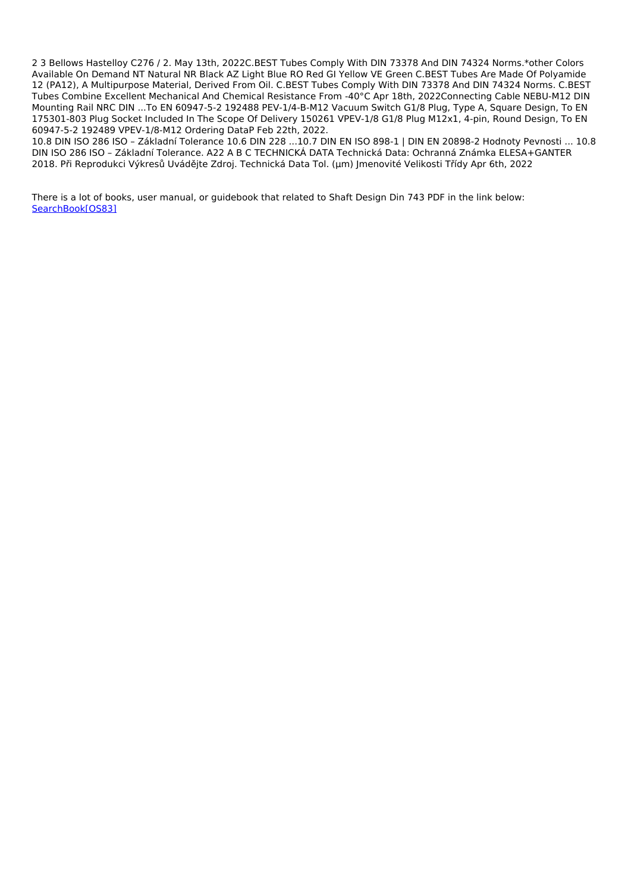2 3 Bellows Hastelloy C276 / 2. May 13th, 2022C.BEST Tubes Comply With DIN 73378 And DIN 74324 Norms.*other Colors Available On Demand NT Natural NR Black AZ Light Blue RO Red GI Yellow VE Green C.BEST Tubes Are Made Of Polyamide 12 (PA12), A Multipurpose Material, Derived From Oil. C.BEST Tubes Comply With DIN 73378 And DIN 74324 Norms. C.BEST Tubes Combine Excellent Mechanical And Chemical Resistance From -40°C Apr 18th, 2022Connecting Cable NEBU-M12 DIN Mounting Rail NRC DIN ...To EN 60947-5-2 192488 PEV-1/4-B-M12 Vacuum Switch G1/8 Plug, Type A, Square Design, To EN 175301-803 Plug Socket Included In The Scope Of Delivery 150261 VPEV-1/8 G1/8 Plug M12x1, 4-pin, Round Design, To EN 60947-5-2 192489 VPEV-1/8-M12 Ordering DataP Feb 22th, 2022.
10.8 DIN ISO 286 ISO – Základní Tolerance 10.6 DIN 228 ...10.7 DIN EN ISO 898-1 | DIN EN 20898-2 Hodnoty Pevnosti ... 10.8 DIN ISO 286 ISO – Základní Tolerance. A22 A B C TECHNICKÁ DATA Technická Data: Ochranná Známka ELESA+GANTER 2018. Při Reprodukci Výkresů Uvádějte Zdroj. Technická Data Tol. (µm) Jmenovité Velikosti Třídy Apr 6th, 2022

There is a lot of books, user manual, or guidebook that related to Shaft Design Din 743 PDF in the link below:
SearchBook[OS83]